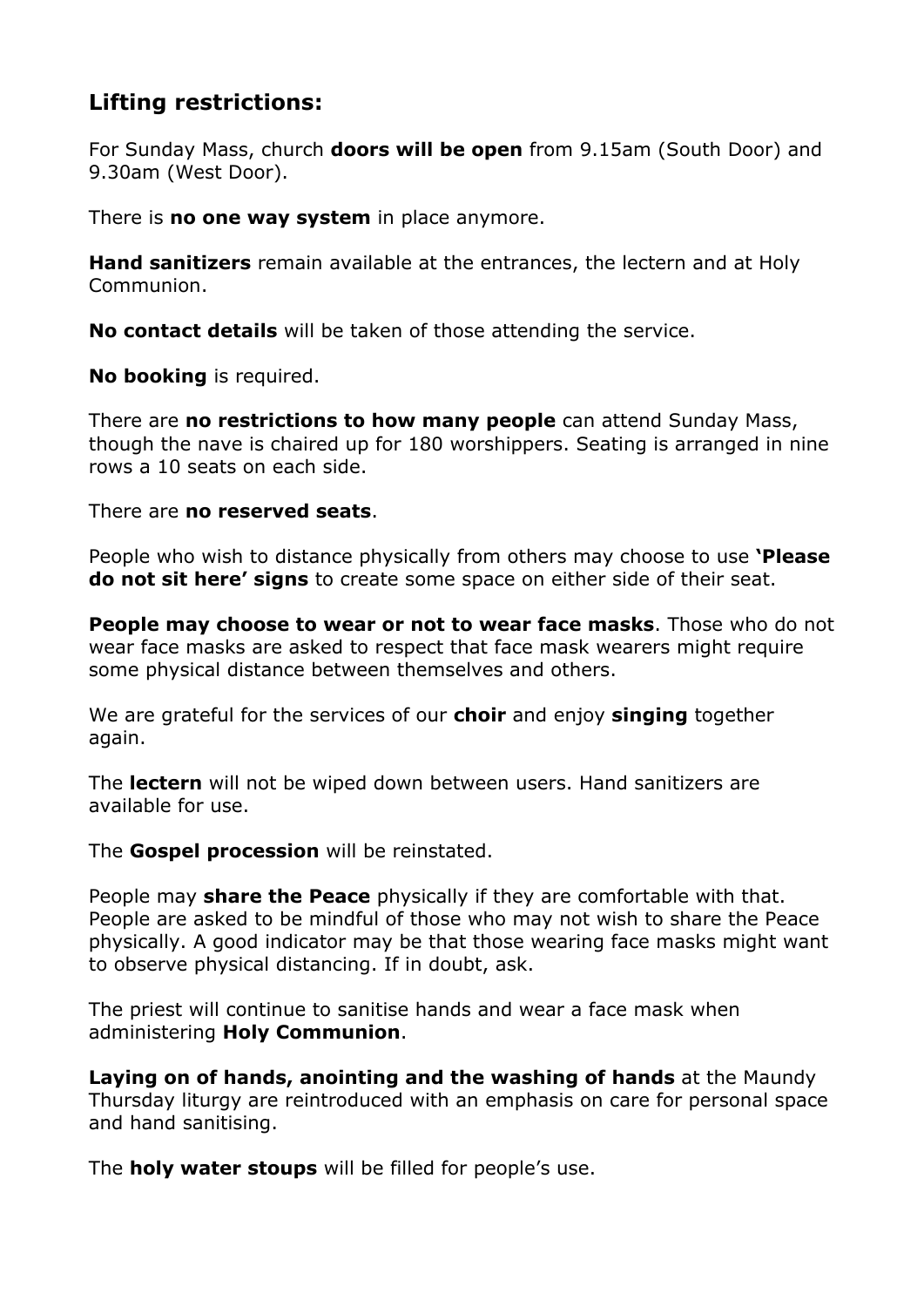## Lifting restrictions:

For Sunday Mass, church **doors will be open** from 9.15am (South Door) and 9.30am (West Door).

There is **no one way system** in place anymore.

**Hand sanitizers** remain available at the entrances, the lectern and at Holy Communion.

**No contact details** will be taken of those attending the service.

**No booking** is required.

There are **no restrictions to how many people** can attend Sunday Mass, though the nave is chaired up for 180 worshippers. Seating is arranged in nine rows a 10 seats on each side.

There are **no reserved seats**.

People who wish to distance physically from others may choose to use **'Please do not sit here' signs** to create some space on either side of their seat.

**People may choose to wear or not to wear face masks**. Those who do not wear face masks are asked to respect that face mask wearers might require some physical distance between themselves and others.

We are grateful for the services of our **choir** and enjoy **singing** together again.

The **lectern** will not be wiped down between users. Hand sanitizers are available for use.

The **Gospel procession** will be reinstated.

People may **share the Peace** physically if they are comfortable with that. People are asked to be mindful of those who may not wish to share the Peace physically. A good indicator may be that those wearing face masks might want to observe physical distancing. If in doubt, ask.

The priest will continue to sanitise hands and wear a face mask when administering **Holy Communion**.

**Laying on of hands, anointing and the washing of hands** at the Maundy Thursday liturgy are reintroduced with an emphasis on care for personal space and hand sanitising.

The **holy water stoups** will be filled for people's use.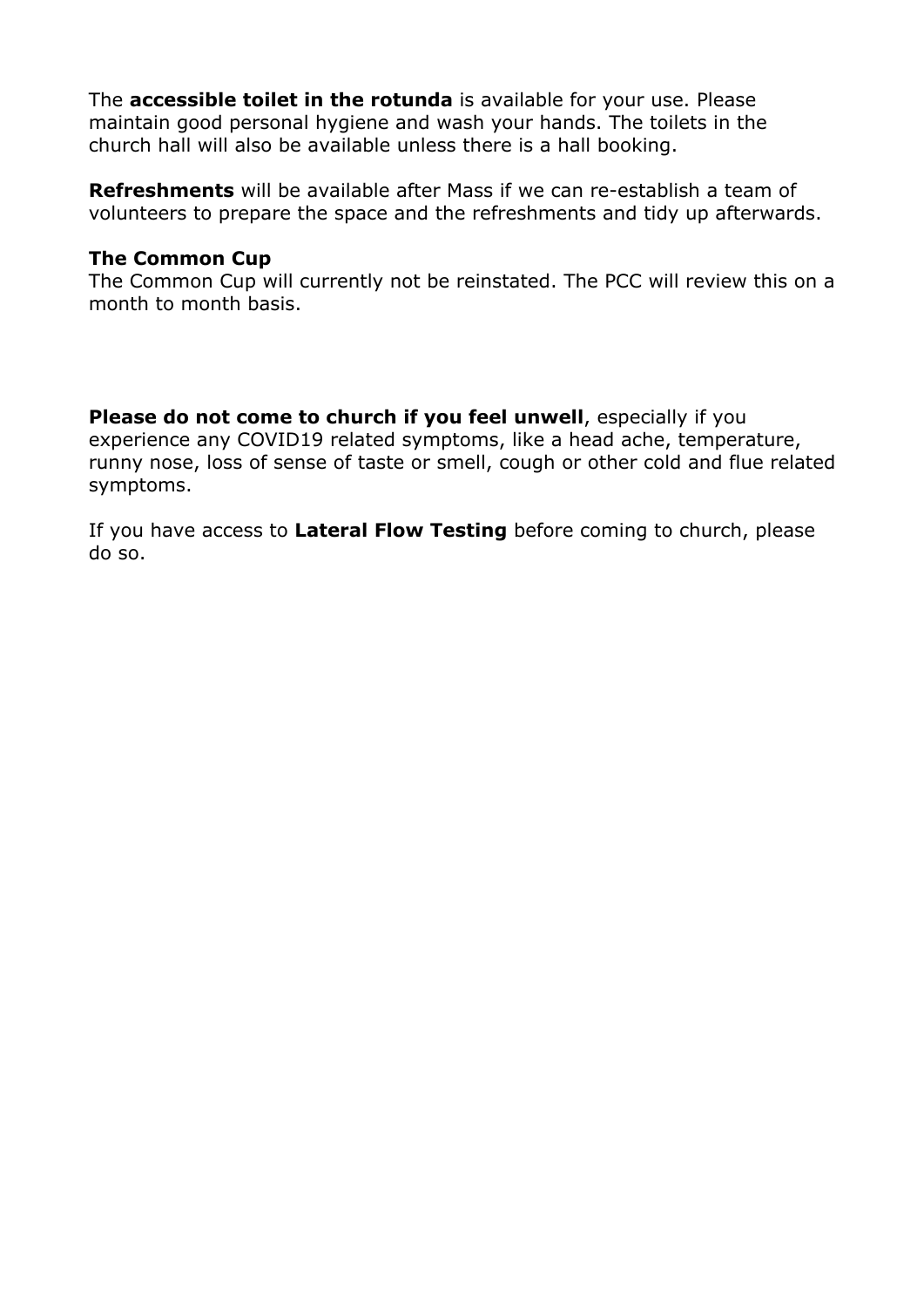The **accessible toilet in the rotunda** is available for your use. Please maintain good personal hygiene and wash your hands. The toilets in the church hall will also be available unless there is a hall booking.

**Refreshments** will be available after Mass if we can re-establish a team of volunteers to prepare the space and the refreshments and tidy up afterwards.

**The Common Cup**
The Common Cup will currently not be reinstated. The PCC will review this on a month to month basis.

**Please do not come to church if you feel unwell**, especially if you experience any COVID19 related symptoms, like a head ache, temperature, runny nose, loss of sense of taste or smell, cough or other cold and flue related symptoms.

If you have access to **Lateral Flow Testing** before coming to church, please do so.